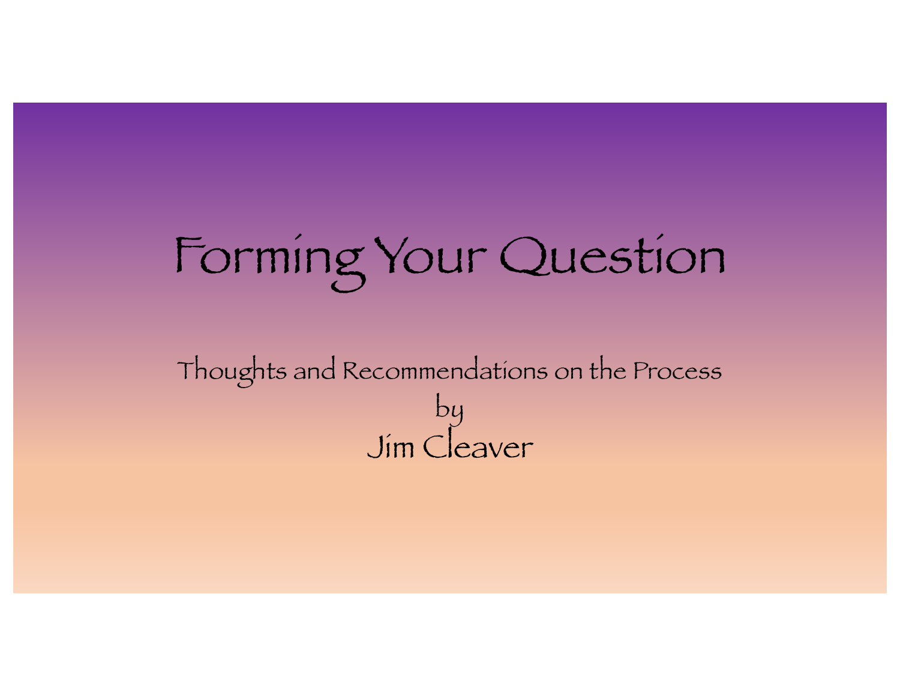# Forming Your Question

Thoughts and Recommendations on the Process

by

Jim Cleaver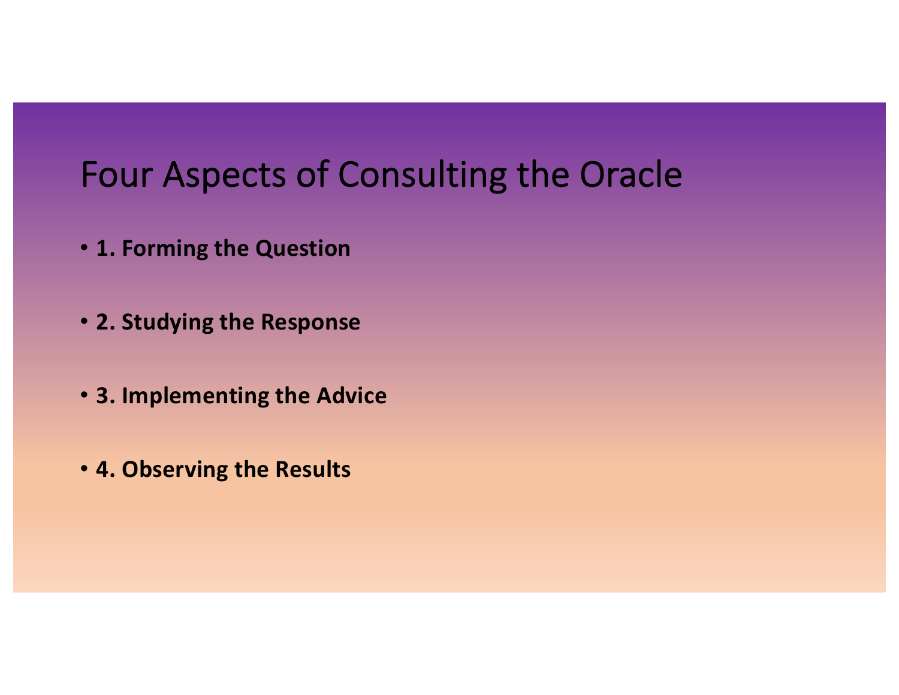# Four Aspects of Consulting the Oracle

- **1. Forming the Question**
- **2. Studying the Response**
- **3. Implementing the Advice**
- **4. Observing the Results**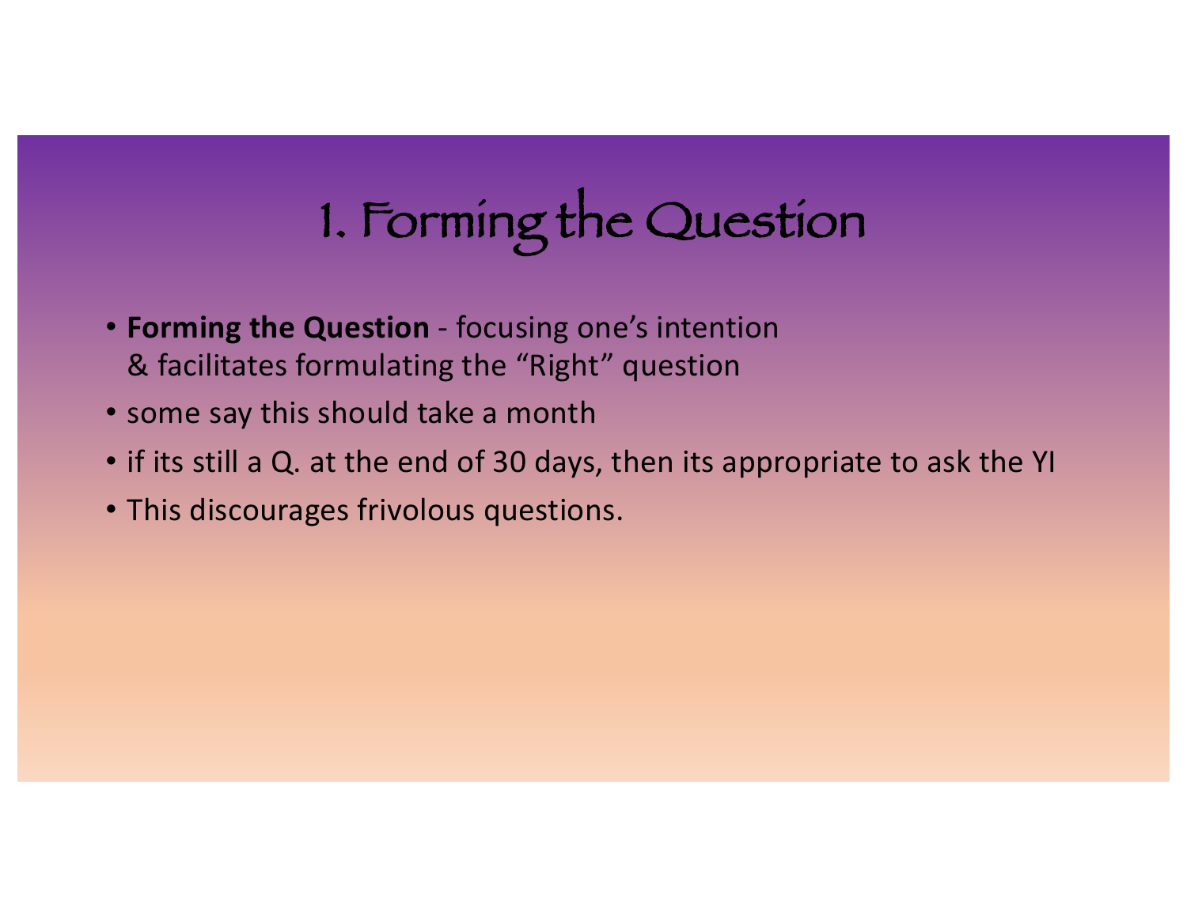# 1. Forming the Question

- **Forming the Question** - focusing one's intention & facilitates formulating the "Right" question
- some say this should take a month
- if its still a Q. at the end of 30 days, then its appropriate to ask the YI
- This discourages frivolous questions.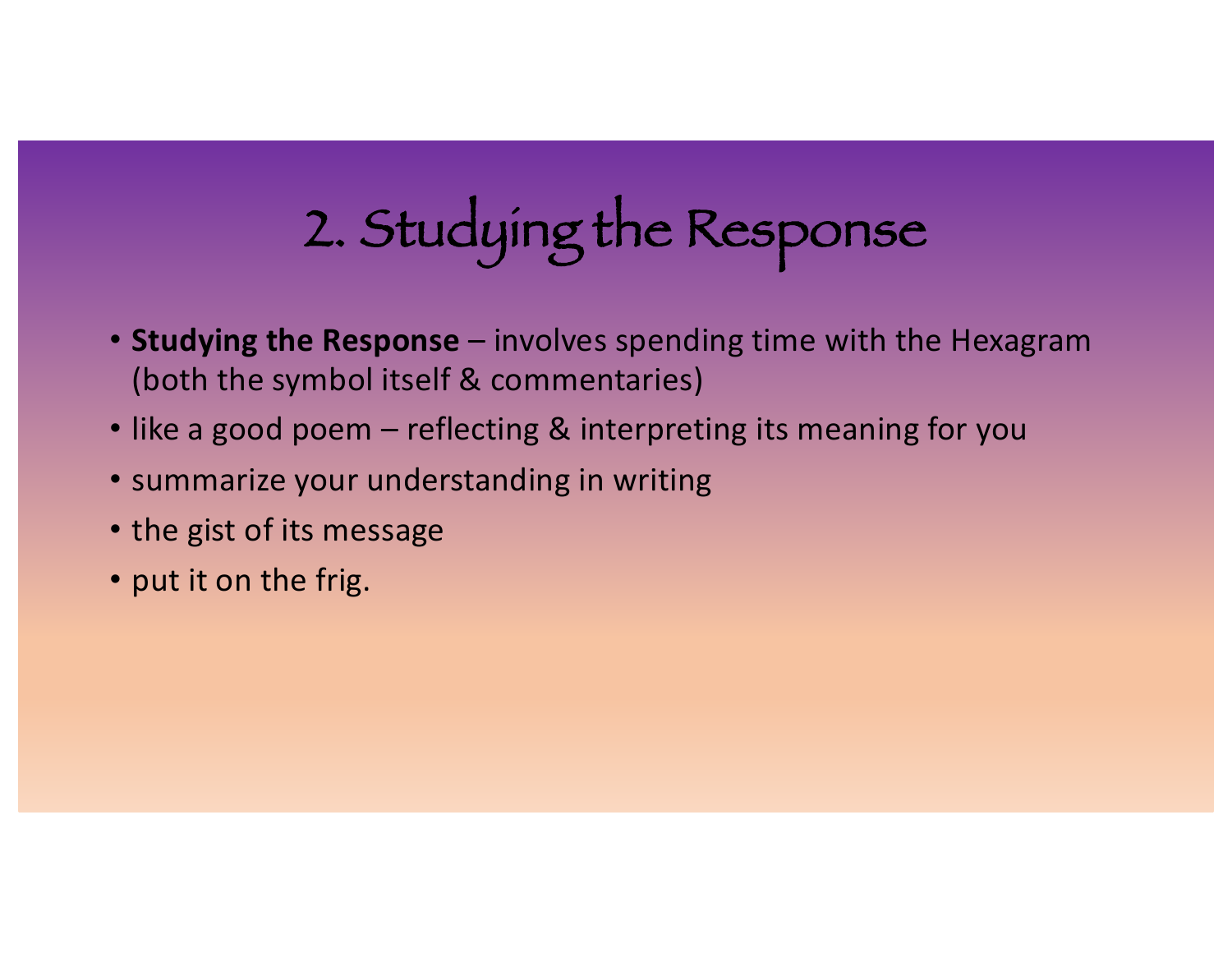# 2. Studying the Response

- **Studying the Response** – involves spending time with the Hexagram (both the symbol itself & commentaries)
- like a good poem – reflecting & interpreting its meaning for you
- summarize your understanding in writing
- the gist of its message
- put it on the frig.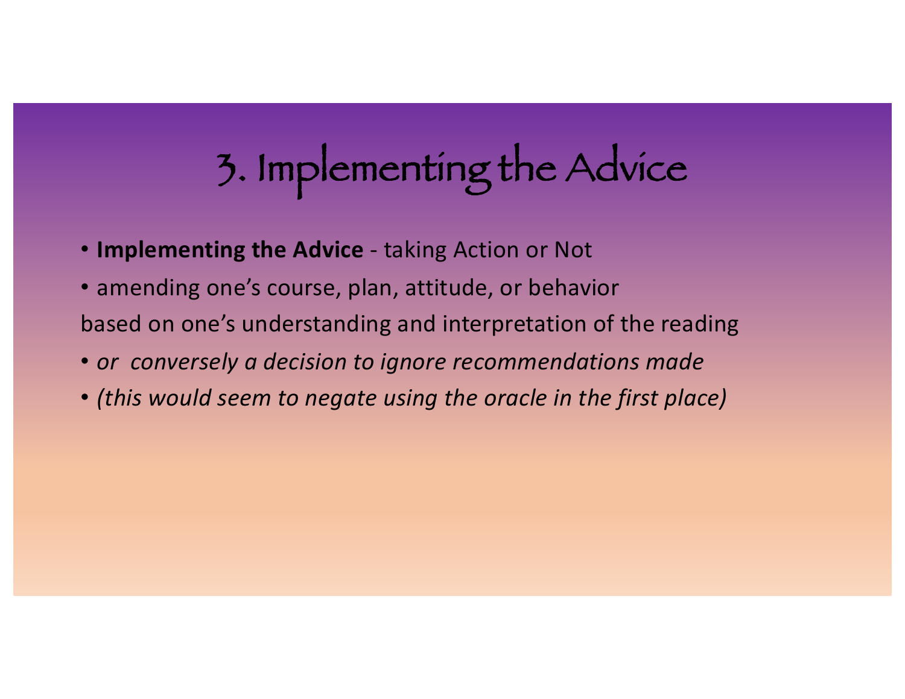# 3. Implementing the Advice

- **Implementing the Advice** - taking Action or Not
- amending one's course, plan, attitude, or behavior

based on one's understanding and interpretation of the reading

- *or conversely a decision to ignore recommendations made*
- *(this would seem to negate using the oracle in the first place)*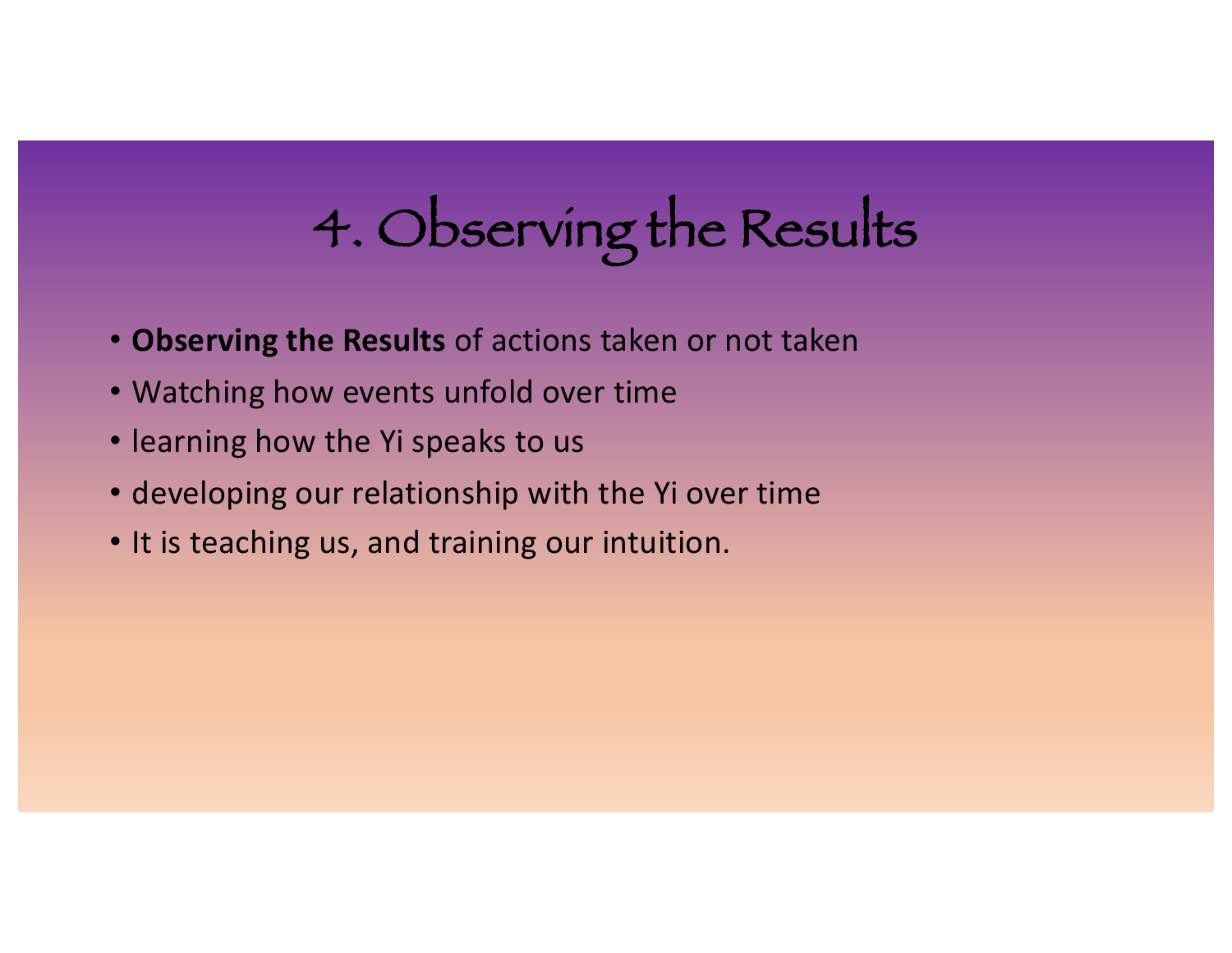# 4. Observing the Results

- **Observing the Results** of actions taken or not taken
- Watching how events unfold over time
- learning how the Yi speaks to us
- developing our relationship with the Yi over time
- It is teaching us, and training our intuition.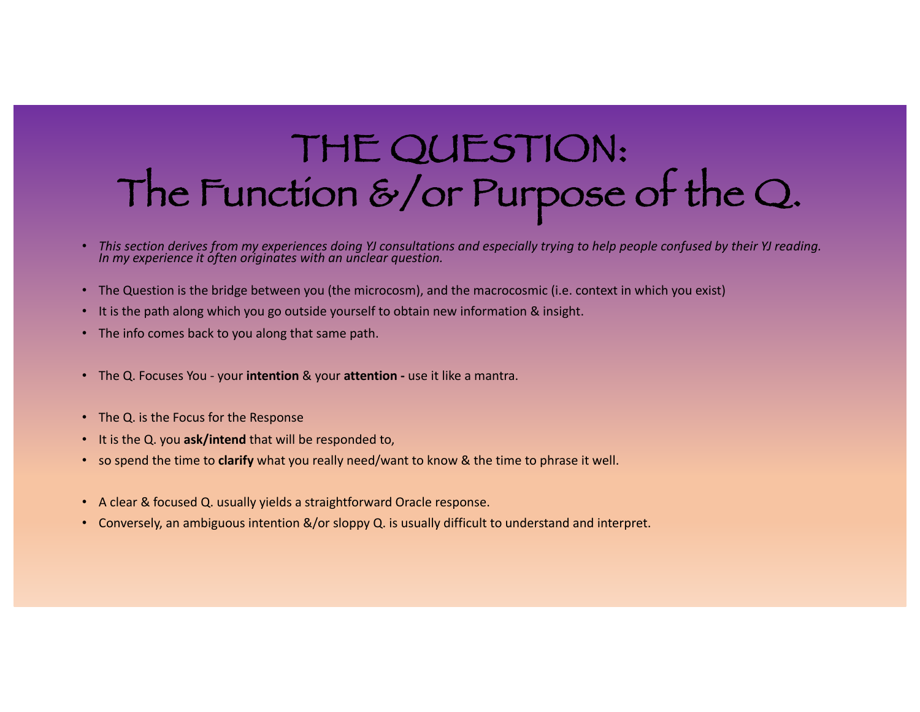# THE QUESTION: The Function &/or Purpose of the Q.

- *This section derives from my experiences doing YJ consultations and especially trying to help people confused by their YJ reading. In my experience it often originates with an unclear question.*

- The Question is the bridge between you (the microcosm), and the macrocosmic (i.e. context in which you exist)
- It is the path along which you go outside yourself to obtain new information & insight.
- The info comes back to you along that same path.

- The Q. Focuses You - your **intention** & your **attention -** use it like a mantra.

- The Q. is the Focus for the Response
- It is the Q. you **ask/intend** that will be responded to,
- so spend the time to **clarify** what you really need/want to know & the time to phrase it well.

- A clear & focused Q. usually yields a straightforward Oracle response.
- Conversely, an ambiguous intention &/or sloppy Q. is usually difficult to understand and interpret.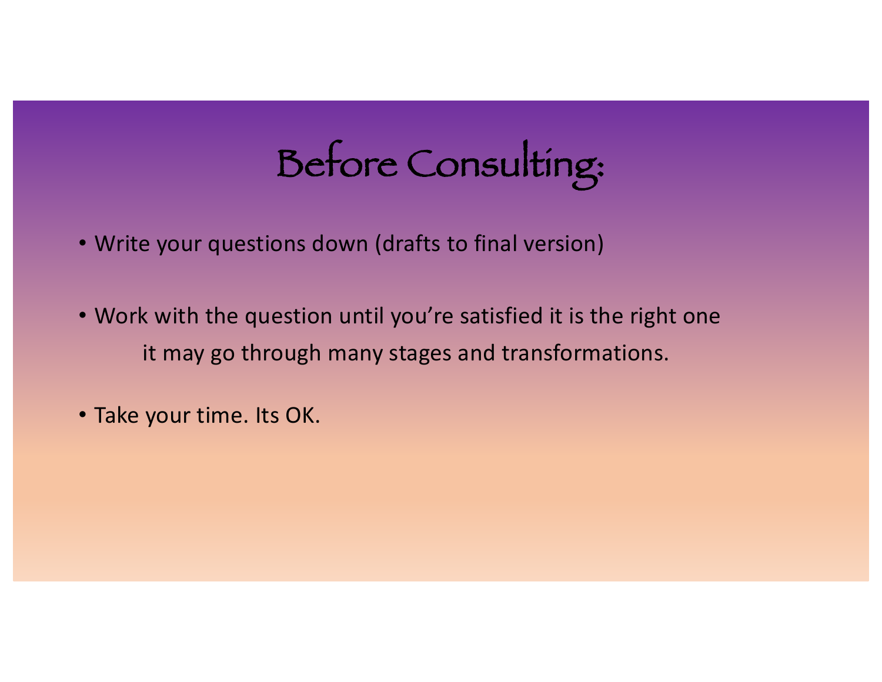# Before Consulting:

- Write your questions down (drafts to final version)
- Work with the question until you're satisfied it is the right one
  it may go through many stages and transformations.
- Take your time. Its OK.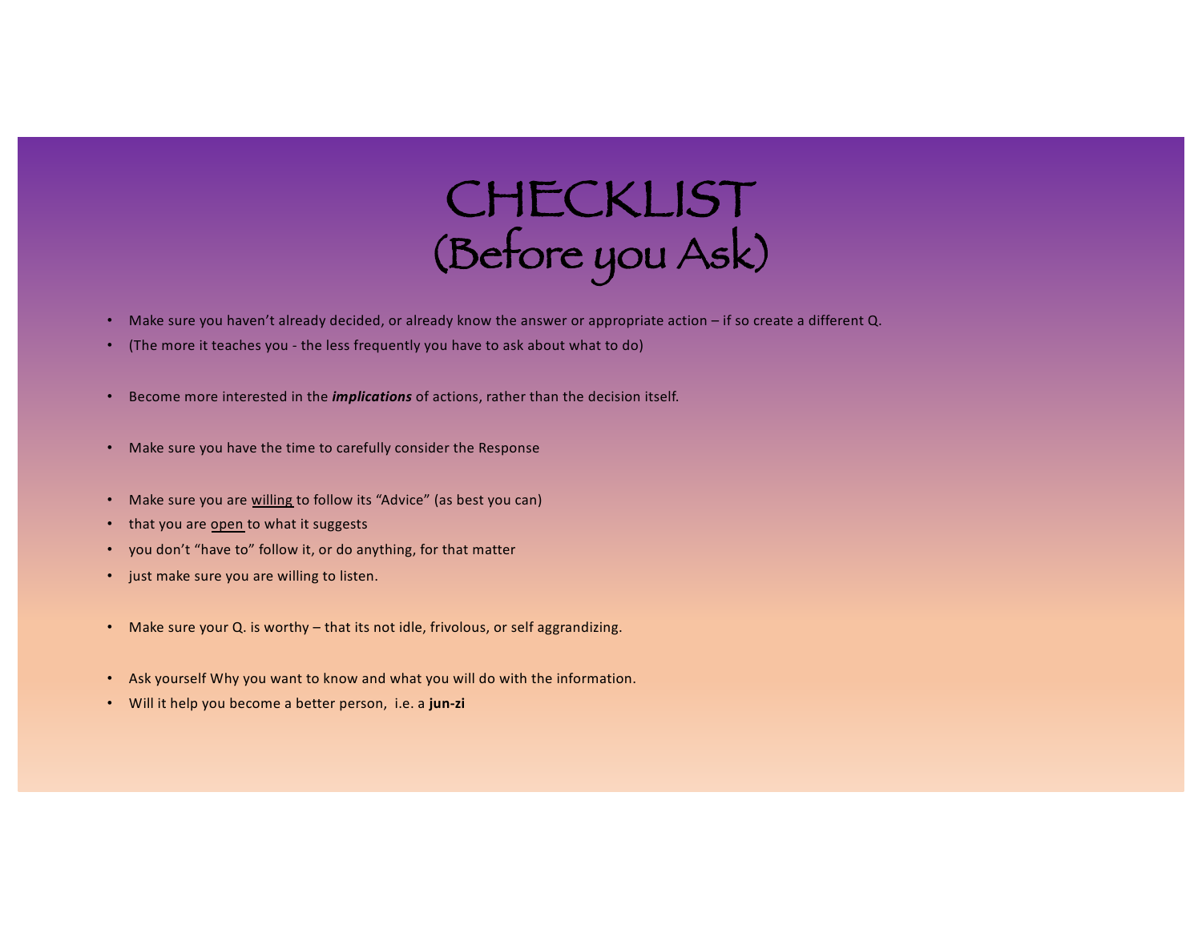# CHECKLIST
# (Before you Ask)

- Make sure you haven't already decided, or already know the answer or appropriate action – if so create a different Q.
- (The more it teaches you - the less frequently you have to ask about what to do)

- Become more interested in the ***implications*** of actions, rather than the decision itself.

- Make sure you have the time to carefully consider the Response

- Make sure you are <u>willing</u> to follow its "Advice" (as best you can)
- that you are <u>open</u> to what it suggests
- you don't "have to" follow it, or do anything, for that matter
- just make sure you are willing to listen.

- Make sure your Q. is worthy – that its not idle, frivolous, or self aggrandizing.

- Ask yourself Why you want to know and what you will do with the information.
- Will it help you become a better person, i.e. a **jun-zi**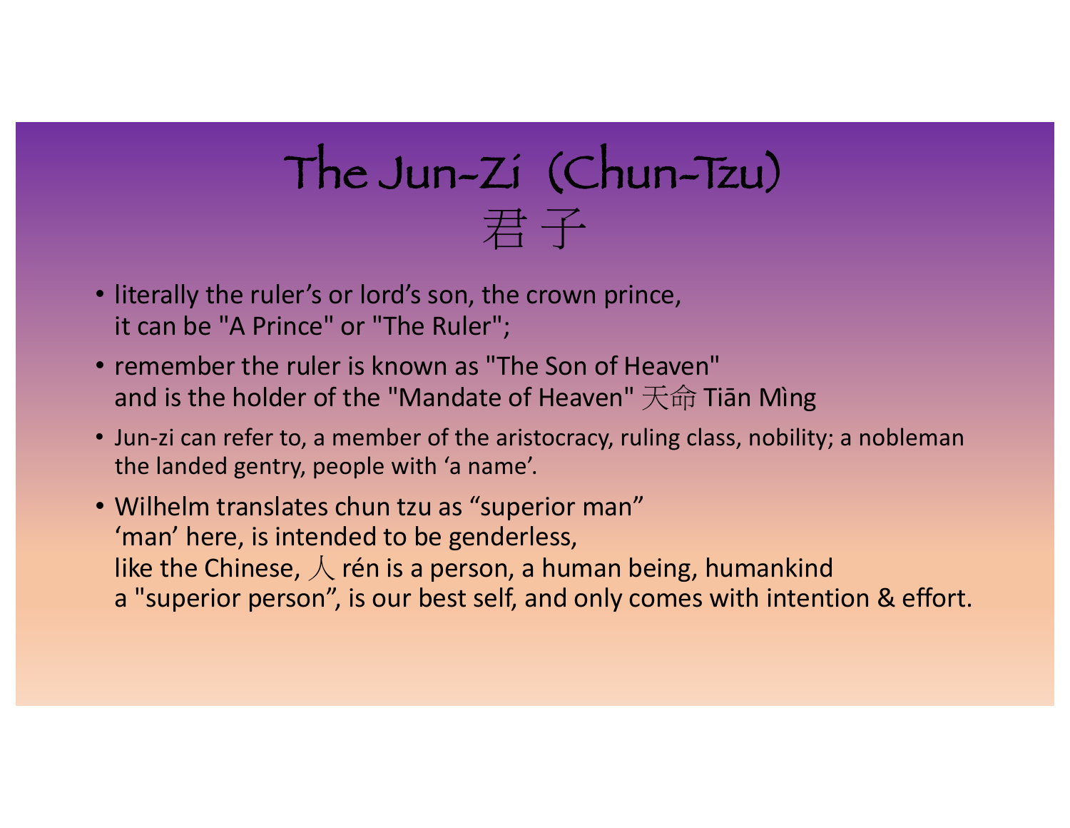# The Jun-Zi（Chun-Tzu）
# 君 子

- literally the ruler's or lord's son, the crown prince,
  it can be "A Prince" or "The Ruler";
- remember the ruler is known as "The Son of Heaven"
  and is the holder of the "Mandate of Heaven" 天命 Tiān Mìng
- Jun-zi can refer to, a member of the aristocracy, ruling class, nobility; a nobleman
  the landed gentry, people with 'a name'.
- Wilhelm translates chun tzu as "superior man"
  'man' here, is intended to be genderless,
  like the Chinese, 人 rén is a person, a human being, humankind
  a "superior person", is our best self, and only comes with intention & effort.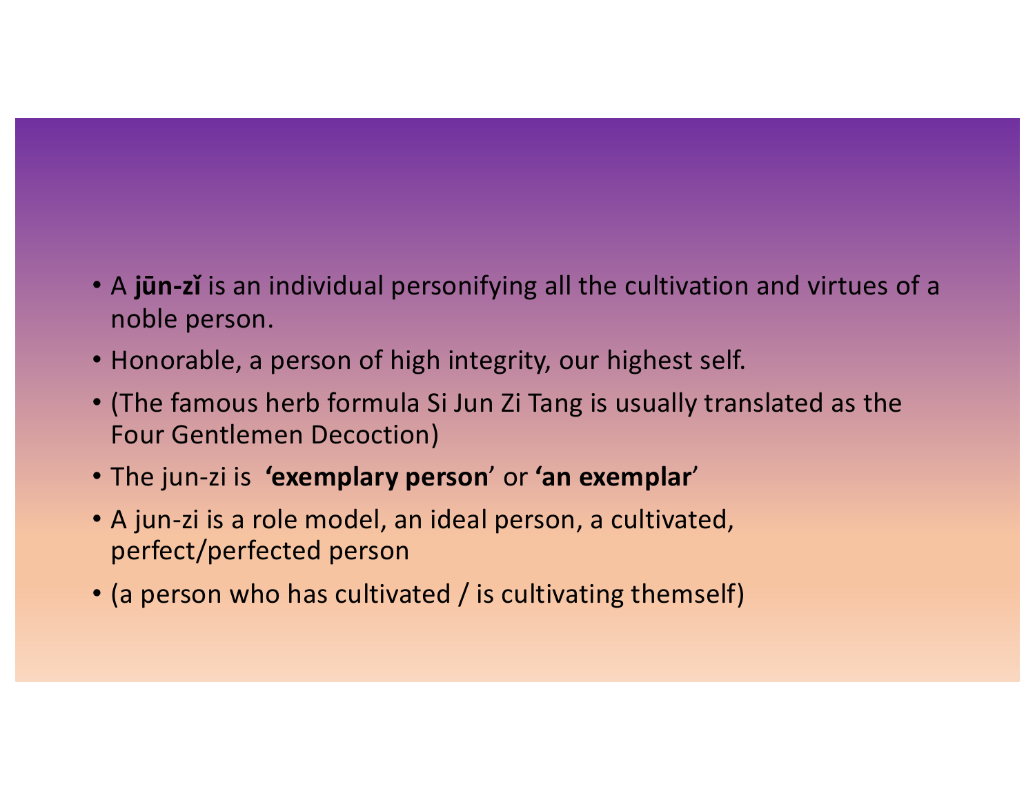- A **jūn-zǐ** is an individual personifying all the cultivation and virtues of a noble person.
- Honorable, a person of high integrity, our highest self.
- (The famous herb formula Si Jun Zi Tang is usually translated as the Four Gentlemen Decoction)
- The jun-zi is **'exemplary person'** or **'an exemplar'**
- A jun-zi is a role model, an ideal person, a cultivated, perfect/perfected person
- (a person who has cultivated / is cultivating themself)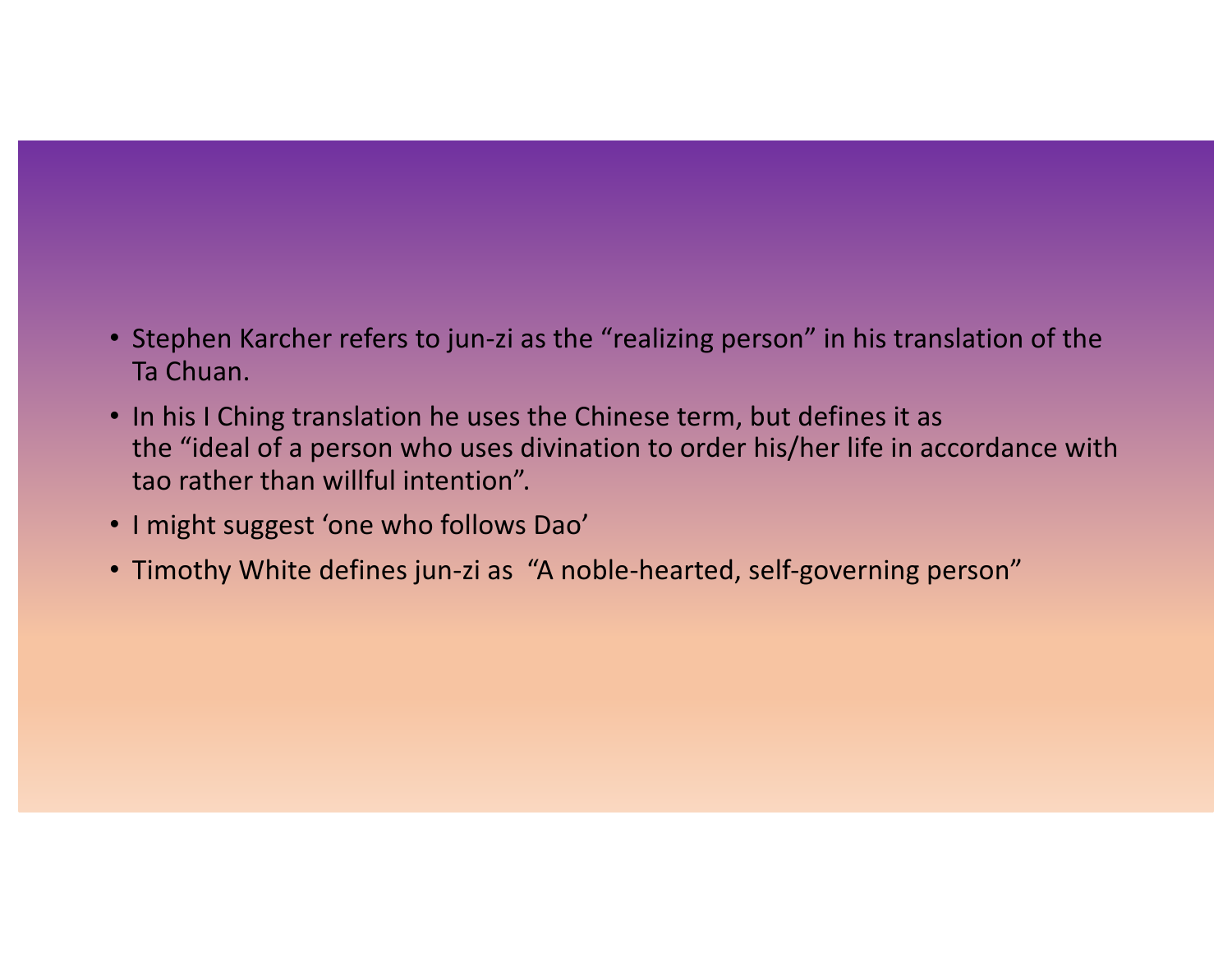- Stephen Karcher refers to jun-zi as the "realizing person" in his translation of the Ta Chuan.
- In his I Ching translation he uses the Chinese term, but defines it as the "ideal of a person who uses divination to order his/her life in accordance with tao rather than willful intention".
- I might suggest 'one who follows Dao'
- Timothy White defines jun-zi as "A noble-hearted, self-governing person"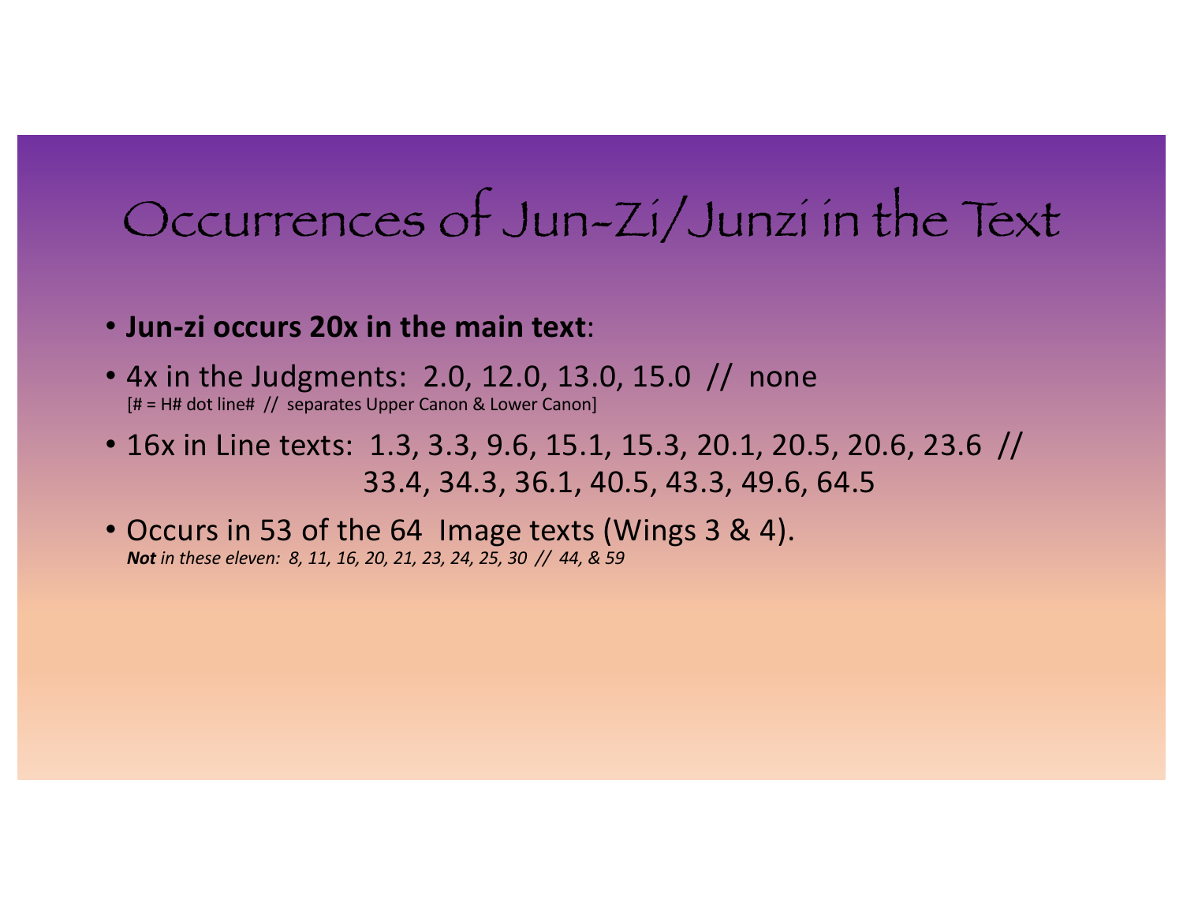# Occurrences of Jun-Zi/Junzi in the Text

- **Jun-zi occurs 20x in the main text**:
- 4x in the Judgments: 2.0, 12.0, 13.0, 15.0 // none
  [# = H# dot line# // separates Upper Canon & Lower Canon]
- 16x in Line texts: 1.3, 3.3, 9.6, 15.1, 15.3, 20.1, 20.5, 20.6, 23.6 // 33.4, 34.3, 36.1, 40.5, 43.3, 49.6, 64.5
- Occurs in 53 of the 64 Image texts (Wings 3 & 4).
  ***Not*** *in these eleven: 8, 11, 16, 20, 21, 23, 24, 25, 30 // 44, & 59*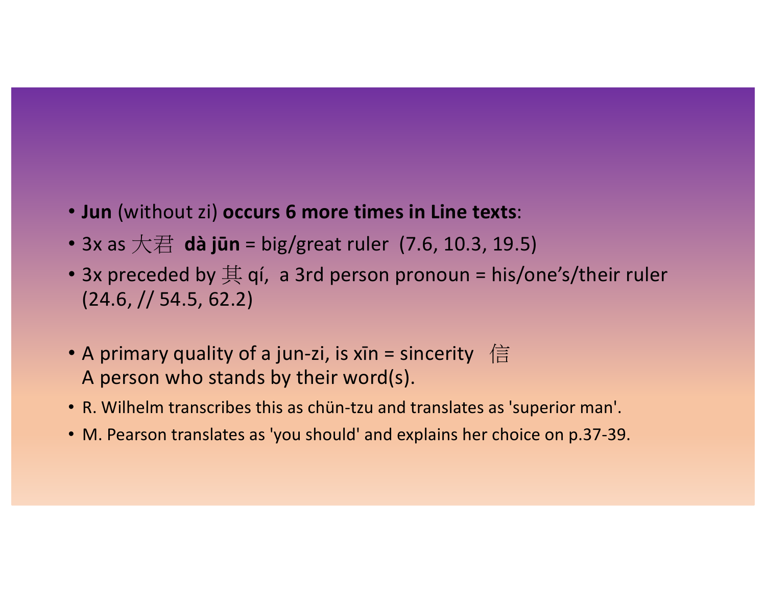- **Jun** (without zi) **occurs 6 more times in Line texts**:
- 3x as 大君 **dà jūn** = big/great ruler (7.6, 10.3, 19.5)
- 3x preceded by 其 qí, a 3rd person pronoun = his/one's/their ruler (24.6, // 54.5, 62.2)

- A primary quality of a jun-zi, is xīn = sincerity 信
  A person who stands by their word(s).
- R. Wilhelm transcribes this as chün-tzu and translates as 'superior man'.
- M. Pearson translates as 'you should' and explains her choice on p.37-39.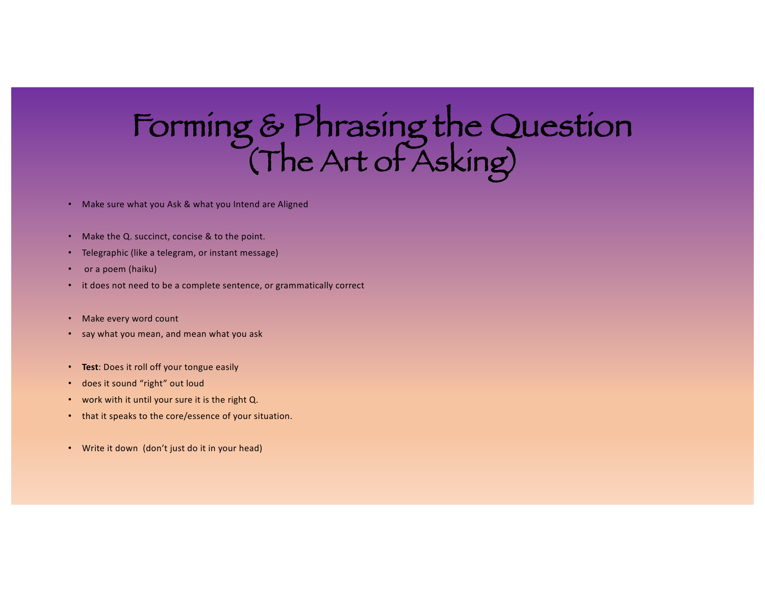# Forming & Phrasing the Question (The Art of Asking)

- Make sure what you Ask & what you Intend are Aligned

- Make the Q. succinct, concise & to the point.
- Telegraphic (like a telegram, or instant message)
- or a poem (haiku)
- it does not need to be a complete sentence, or grammatically correct

- Make every word count
- say what you mean, and mean what you ask

- **Test**: Does it roll off your tongue easily
- does it sound "right" out loud
- work with it until your sure it is the right Q.
- that it speaks to the core/essence of your situation.

- Write it down (don't just do it in your head)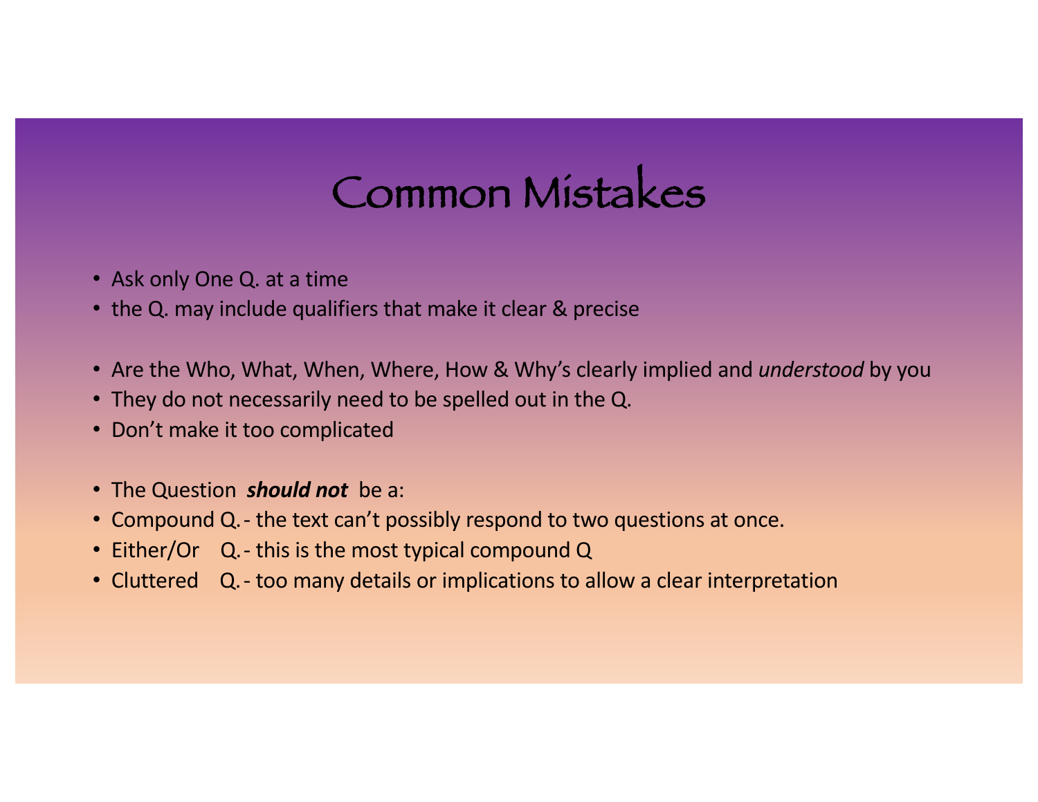# Common Mistakes

- Ask only One Q. at a time
- the Q. may include qualifiers that make it clear & precise

- Are the Who, What, When, Where, How & Why's clearly implied and *understood* by you
- They do not necessarily need to be spelled out in the Q.
- Don't make it too complicated

- The Question ***should not*** be a:
- Compound Q. - the text can't possibly respond to two questions at once.
- Either/Or Q. - this is the most typical compound Q
- Cluttered Q. - too many details or implications to allow a clear interpretation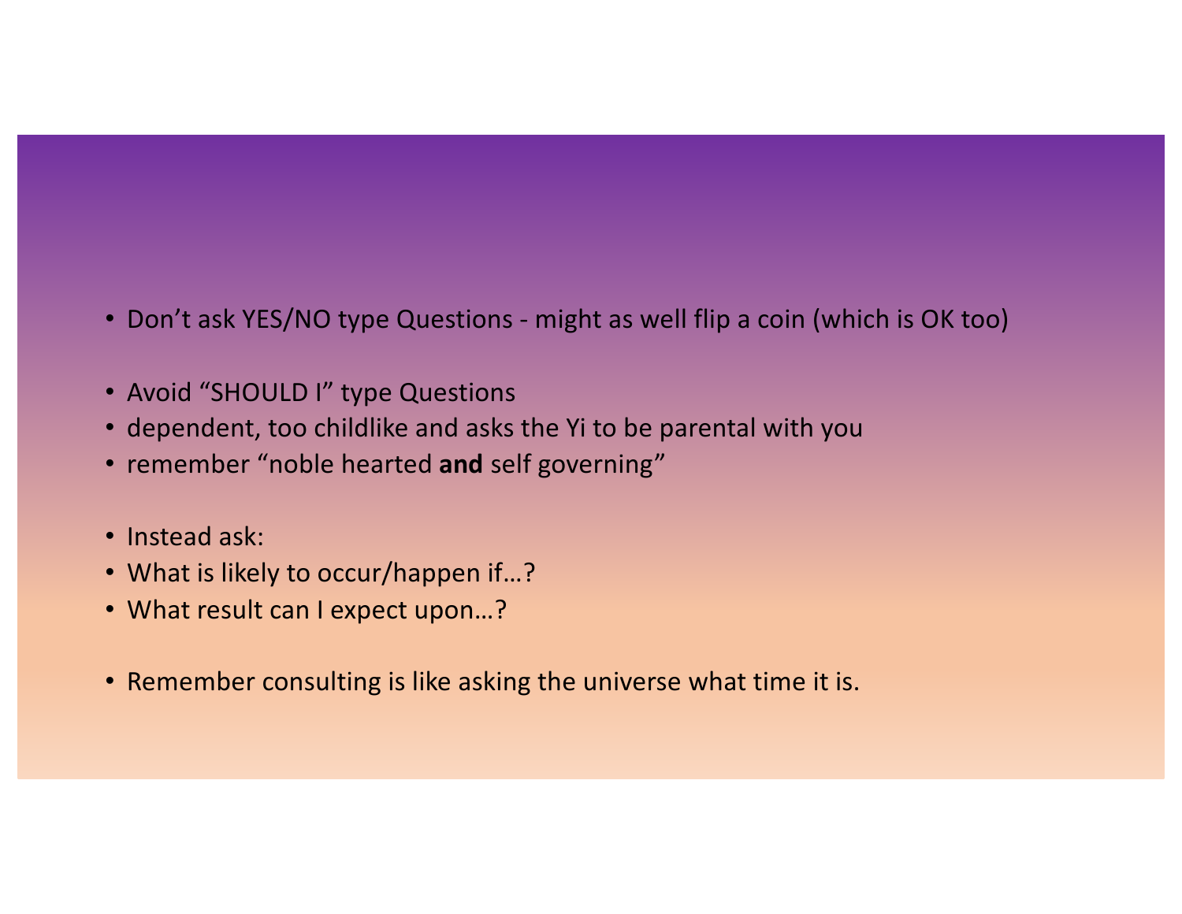- Don’t ask YES/NO type Questions - might as well flip a coin (which is OK too)

- Avoid “SHOULD I” type Questions
- dependent, too childlike and asks the Yi to be parental with you
- remember “noble hearted **and** self governing”

- Instead ask:
- What is likely to occur/happen if…?
- What result can I expect upon…?

- Remember consulting is like asking the universe what time it is.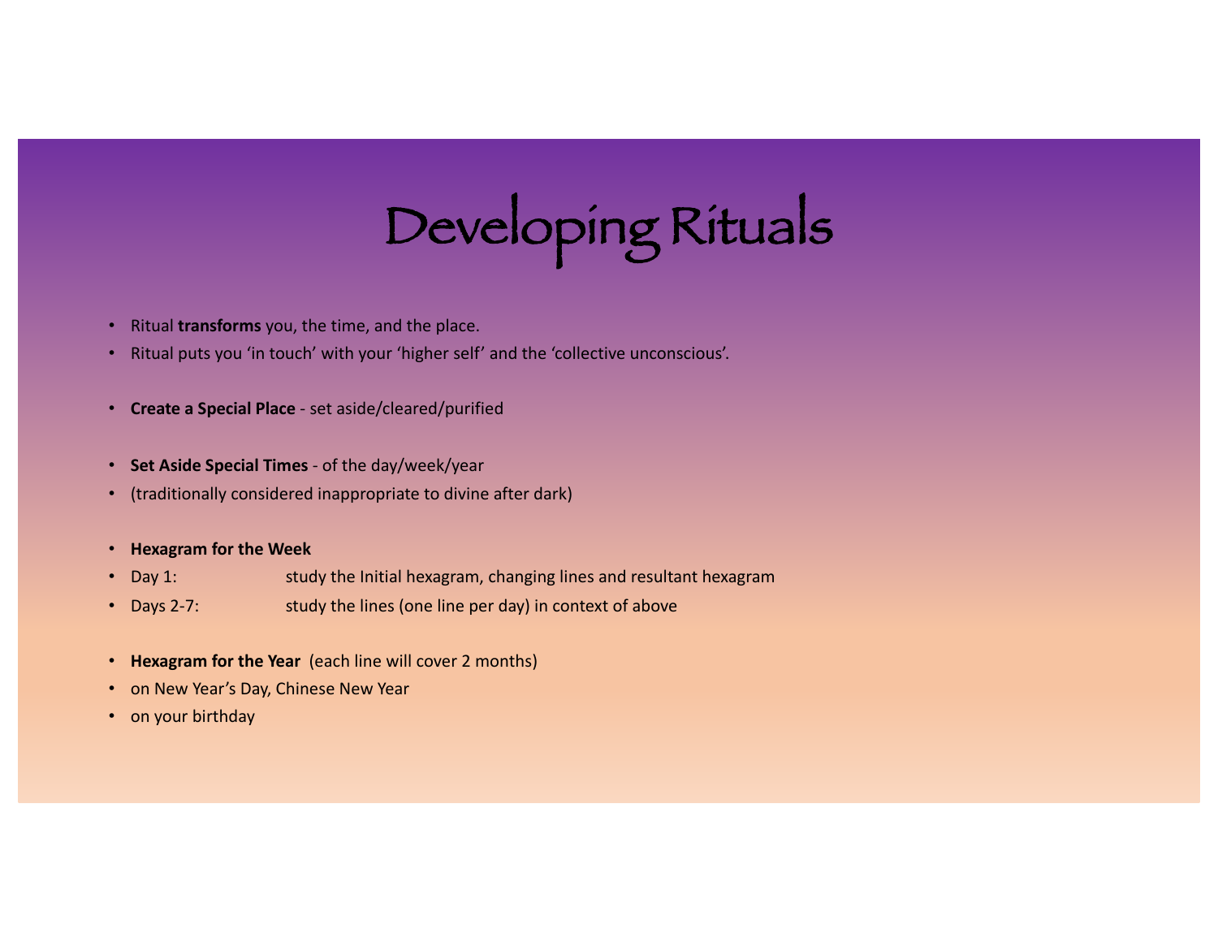# Developing Rituals

- Ritual **transforms** you, the time, and the place.
- Ritual puts you 'in touch' with your 'higher self' and the 'collective unconscious'.

- **Create a Special Place** - set aside/cleared/purified

- **Set Aside Special Times** - of the day/week/year
- (traditionally considered inappropriate to divine after dark)

- **Hexagram for the Week**
- Day 1: study the Initial hexagram, changing lines and resultant hexagram
- Days 2-7: study the lines (one line per day) in context of above

- **Hexagram for the Year** (each line will cover 2 months)
- on New Year's Day, Chinese New Year
- on your birthday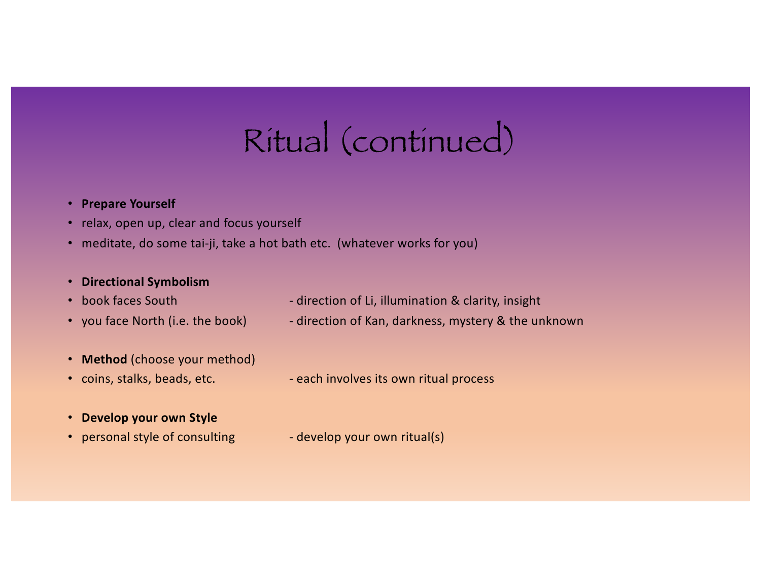# Ritual (continued)

- **Prepare Yourself**
- relax, open up, clear and focus yourself
- meditate, do some tai-ji, take a hot bath etc. (whatever works for you)

- **Directional Symbolism**
- book faces South - direction of Li, illumination & clarity, insight
- you face North (i.e. the book) - direction of Kan, darkness, mystery & the unknown

- **Method** (choose your method)
- coins, stalks, beads, etc. - each involves its own ritual process

- **Develop your own Style**
- personal style of consulting - develop your own ritual(s)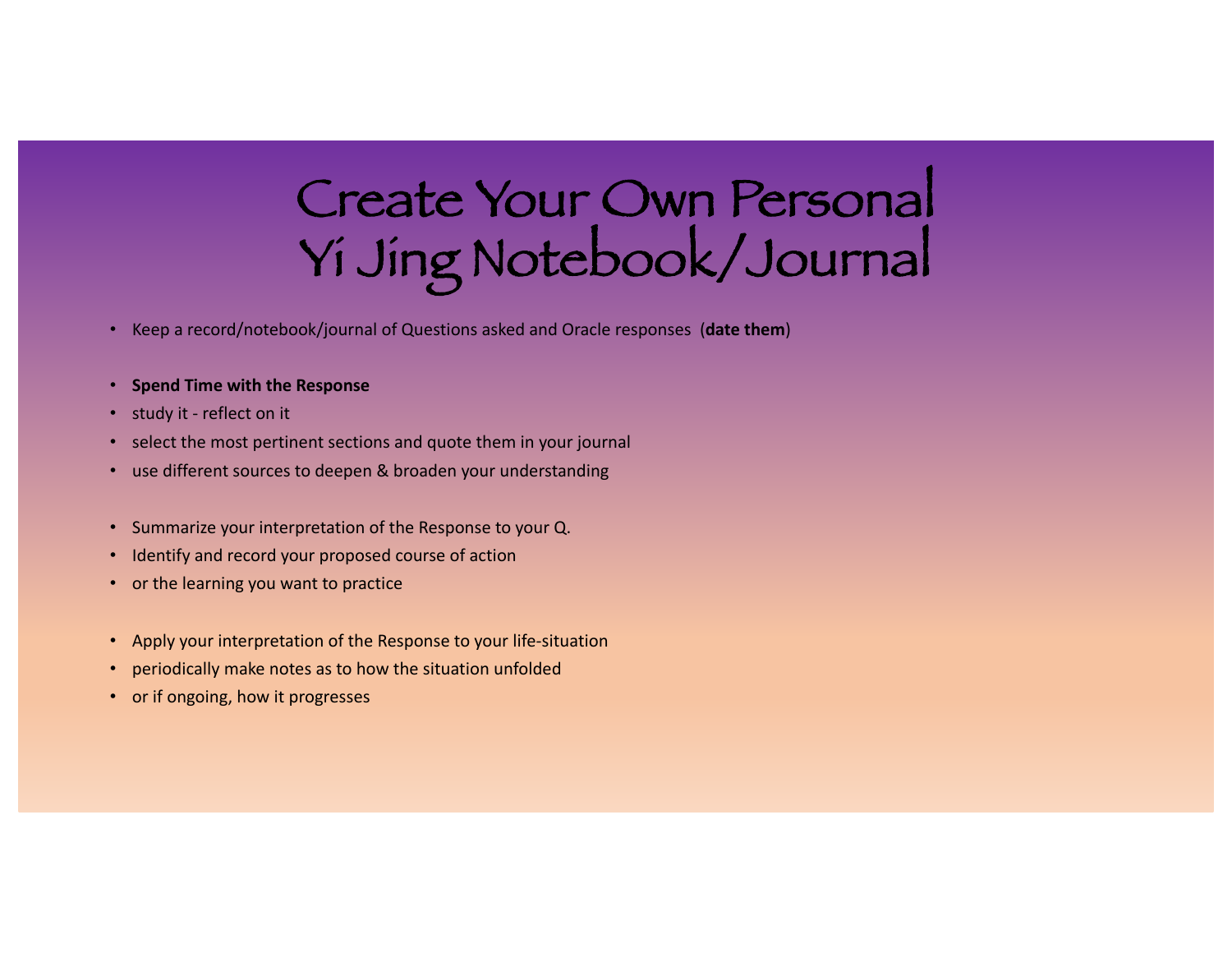# Create Your Own Personal Yi Jing Notebook/Journal

- Keep a record/notebook/journal of Questions asked and Oracle responses (**date them**)

- **Spend Time with the Response**
- study it - reflect on it
- select the most pertinent sections and quote them in your journal
- use different sources to deepen & broaden your understanding

- Summarize your interpretation of the Response to your Q.
- Identify and record your proposed course of action
- or the learning you want to practice

- Apply your interpretation of the Response to your life-situation
- periodically make notes as to how the situation unfolded
- or if ongoing, how it progresses